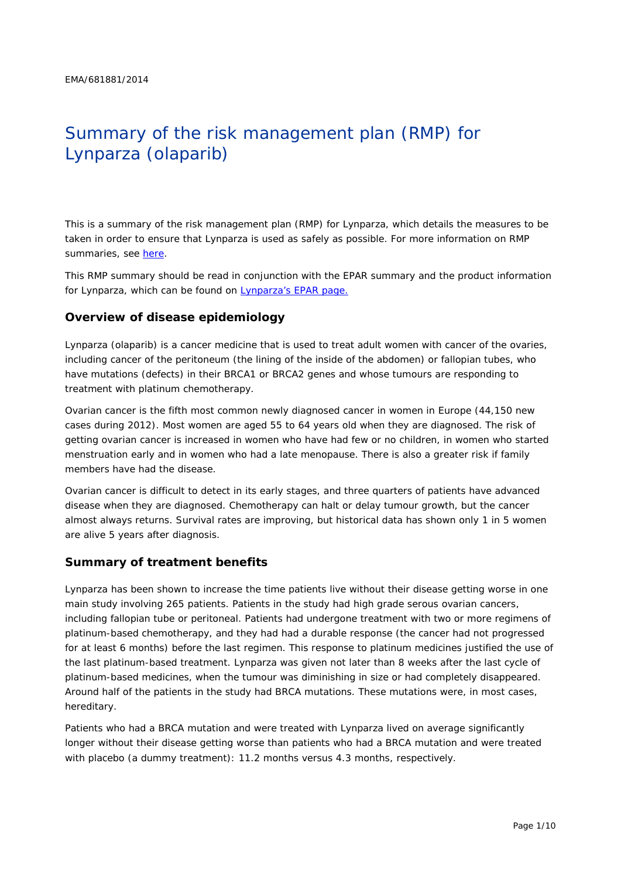EMA/681881/2014

# Summary of the risk management plan (RMP) for Lynparza (olaparib)

This is a summary of the risk management plan (RMP) for Lynparza, which details the measures to be taken in order to ensure that Lynparza is used as safely as possible. For more information on RMP summaries, see here.

This RMP summary should be read in conjunction with the EPAR summary and the product information for Lynparza, which can be found on Lynparza's EPAR page.

## Overview of disease epidemiology

Lynparza (olaparib) is a cancer medicine that is used to treat adult women with cancer of the ovaries, including cancer of the peritoneum (the lining of the inside of the abdomen) or fallopian tubes, who have mutations (defects) in their BRCA1 or BRCA2 genes and whose tumours are responding to treatment with platinum chemotherapy.

Ovarian cancer is the fifth most common newly diagnosed cancer in women in Europe (44,150 new cases during 2012). Most women are aged 55 to 64 years old when they are diagnosed. The risk of getting ovarian cancer is increased in women who have had few or no children, in women who started menstruation early and in women who had a late menopause. There is also a greater risk if family members have had the disease.

Ovarian cancer is difficult to detect in its early stages, and three quarters of patients have advanced disease when they are diagnosed. Chemotherapy can halt or delay tumour growth, but the cancer almost always returns. Survival rates are improving, but historical data has shown only 1 in 5 women are alive 5 years after diagnosis.

## Summary of treatment benefits

Lynparza has been shown to increase the time patients live without their disease getting worse in one main study involving 265 patients. Patients in the study had high grade serous ovarian cancers, including fallopian tube or peritoneal. Patients had undergone treatment with two or more regimens of platinum-based chemotherapy, and they had had a durable response (the cancer had not progressed for at least 6 months) before the last regimen. This response to platinum medicines justified the use of the last platinum-based treatment. Lynparza was given not later than 8 weeks after the last cycle of platinum-based medicines, when the tumour was diminishing in size or had completely disappeared. Around half of the patients in the study had BRCA mutations. These mutations were, in most cases, hereditary.

Patients who had a BRCA mutation and were treated with Lynparza lived on average significantly longer without their disease getting worse than patients who had a BRCA mutation and were treated with placebo (a dummy treatment): 11.2 months versus 4.3 months, respectively.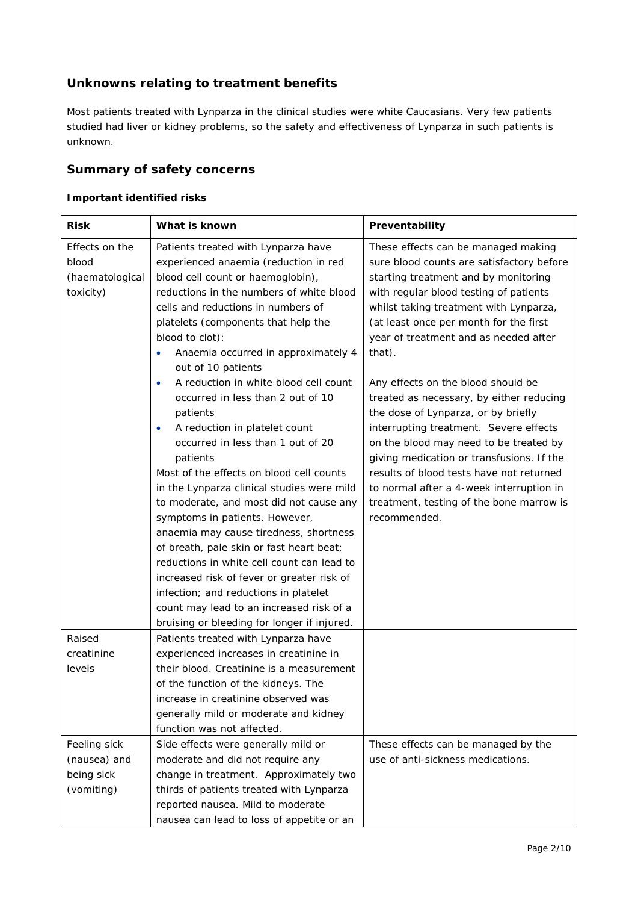## Unknowns relating to treatment benefits

Most patients treated with Lynparza in the clinical studies were white Caucasians. Very few patients studied had liver or kidney problems, so the safety and effectiveness of Lynparza in such patients is unknown.

## Summary of safety concerns

#### Important identified risks

| Risk | What is known | Preventability |
|---|---|---|
| Effects on the blood (haematological toxicity) | Patients treated with Lynparza have experienced anaemia (reduction in red blood cell count or haemoglobin), reductions in the numbers of white blood cells and reductions in numbers of platelets (components that help the blood to clot):<br>• Anaemia occurred in approximately 4 out of 10 patients<br>• A reduction in white blood cell count occurred in less than 2 out of 10 patients<br>• A reduction in platelet count occurred in less than 1 out of 20 patients<br>Most of the effects on blood cell counts in the Lynparza clinical studies were mild to moderate, and most did not cause any symptoms in patients. However, anaemia may cause tiredness, shortness of breath, pale skin or fast heart beat; reductions in white cell count can lead to increased risk of fever or greater risk of infection; and reductions in platelet count may lead to an increased risk of a bruising or bleeding for longer if injured. | These effects can be managed making sure blood counts are satisfactory before starting treatment and by monitoring with regular blood testing of patients whilst taking treatment with Lynparza, (at least once per month for the first year of treatment and as needed after that).<br><br>Any effects on the blood should be treated as necessary, by either reducing the dose of Lynparza, or by briefly interrupting treatment. Severe effects on the blood may need to be treated by giving medication or transfusions. If the results of blood tests have not returned to normal after a 4-week interruption in treatment, testing of the bone marrow is recommended. |
| Raised creatinine levels | Patients treated with Lynparza have experienced increases in creatinine in their blood. Creatinine is a measurement of the function of the kidneys. The increase in creatinine observed was generally mild or moderate and kidney function was not affected. | |
| Feeling sick (nausea) and being sick (vomiting) | Side effects were generally mild or moderate and did not require any change in treatment. Approximately two thirds of patients treated with Lynparza reported nausea. Mild to moderate nausea can lead to loss of appetite or an | These effects can be managed by the use of anti-sickness medications. |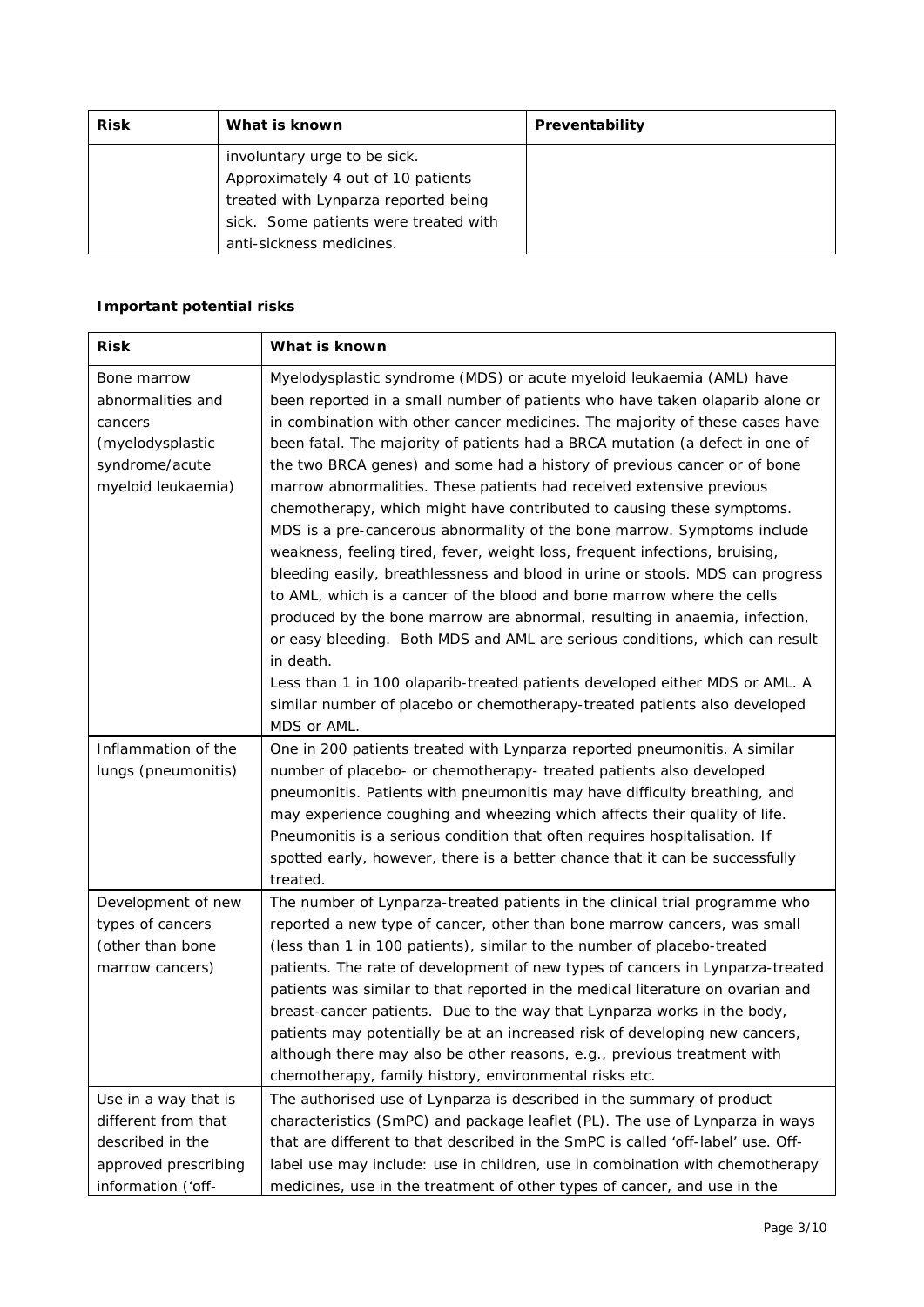| Risk | What is known | Preventability |
|---|---|---|
| | involuntary urge to be sick. Approximately 4 out of 10 patients treated with Lynparza reported being sick. Some patients were treated with anti-sickness medicines. | |

**Important potential risks**

| Risk | What is known |
|---|---|
| Bone marrow abnormalities and cancers (myelodysplastic syndrome/acute myeloid leukaemia) | Myelodysplastic syndrome (MDS) or acute myeloid leukaemia (AML) have been reported in a small number of patients who have taken olaparib alone or in combination with other cancer medicines. The majority of these cases have been fatal. The majority of patients had a BRCA mutation (a defect in one of the two BRCA genes) and some had a history of previous cancer or of bone marrow abnormalities. These patients had received extensive previous chemotherapy, which might have contributed to causing these symptoms. MDS is a pre-cancerous abnormality of the bone marrow. Symptoms include weakness, feeling tired, fever, weight loss, frequent infections, bruising, bleeding easily, breathlessness and blood in urine or stools. MDS can progress to AML, which is a cancer of the blood and bone marrow where the cells produced by the bone marrow are abnormal, resulting in anaemia, infection, or easy bleeding. Both MDS and AML are serious conditions, which can result in death.<br>Less than 1 in 100 olaparib-treated patients developed either MDS or AML. A similar number of placebo or chemotherapy-treated patients also developed MDS or AML. |
| Inflammation of the lungs (pneumonitis) | One in 200 patients treated with Lynparza reported pneumonitis. A similar number of placebo- or chemotherapy- treated patients also developed pneumonitis. Patients with pneumonitis may have difficulty breathing, and may experience coughing and wheezing which affects their quality of life. Pneumonitis is a serious condition that often requires hospitalisation. If spotted early, however, there is a better chance that it can be successfully treated. |
| Development of new types of cancers (other than bone marrow cancers) | The number of Lynparza-treated patients in the clinical trial programme who reported a new type of cancer, other than bone marrow cancers, was small (less than 1 in 100 patients), similar to the number of placebo-treated patients. The rate of development of new types of cancers in Lynparza-treated patients was similar to that reported in the medical literature on ovarian and breast-cancer patients. Due to the way that Lynparza works in the body, patients may potentially be at an increased risk of developing new cancers, although there may also be other reasons, e.g., previous treatment with chemotherapy, family history, environmental risks etc. |
| Use in a way that is different from that described in the approved prescribing information ('off- | The authorised use of Lynparza is described in the summary of product characteristics (SmPC) and package leaflet (PL). The use of Lynparza in ways that are different to that described in the SmPC is called 'off-label' use. Off-label use may include: use in children, use in combination with chemotherapy medicines, use in the treatment of other types of cancer, and use in the |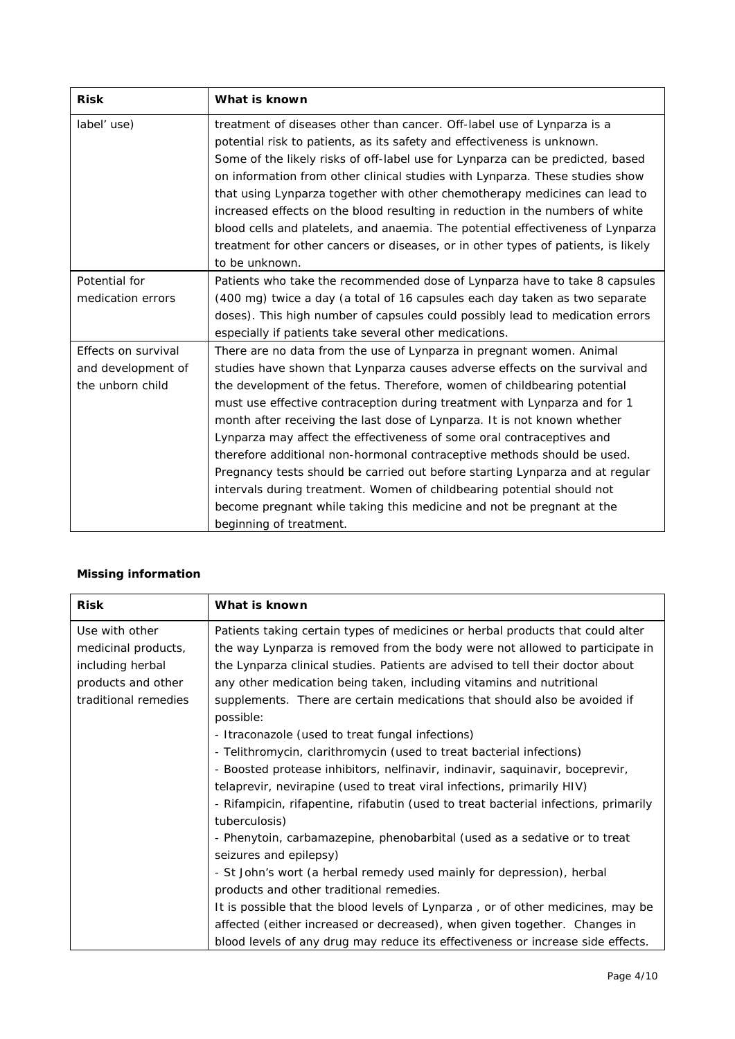| Risk | What is known |
|---|---|
| label' use) | treatment of diseases other than cancer. Off-label use of Lynparza is a potential risk to patients, as its safety and effectiveness is unknown. Some of the likely risks of off-label use for Lynparza can be predicted, based on information from other clinical studies with Lynparza. These studies show that using Lynparza together with other chemotherapy medicines can lead to increased effects on the blood resulting in reduction in the numbers of white blood cells and platelets, and anaemia. The potential effectiveness of Lynparza treatment for other cancers or diseases, or in other types of patients, is likely to be unknown. |
| Potential for medication errors | Patients who take the recommended dose of Lynparza have to take 8 capsules (400 mg) twice a day (a total of 16 capsules each day taken as two separate doses). This high number of capsules could possibly lead to medication errors especially if patients take several other medications. |
| Effects on survival and development of the unborn child | There are no data from the use of Lynparza in pregnant women. Animal studies have shown that Lynparza causes adverse effects on the survival and the development of the fetus. Therefore, women of childbearing potential must use effective contraception during treatment with Lynparza and for 1 month after receiving the last dose of Lynparza. It is not known whether Lynparza may affect the effectiveness of some oral contraceptives and therefore additional non-hormonal contraceptive methods should be used. Pregnancy tests should be carried out before starting Lynparza and at regular intervals during treatment. Women of childbearing potential should not become pregnant while taking this medicine and not be pregnant at the beginning of treatment. |

**Missing information**

| Risk | What is known |
|---|---|
| Use with other medicinal products, including herbal products and other traditional remedies | Patients taking certain types of medicines or herbal products that could alter the way Lynparza is removed from the body were not allowed to participate in the Lynparza clinical studies. Patients are advised to tell their doctor about any other medication being taken, including vitamins and nutritional supplements. There are certain medications that should also be avoided if possible:<br>- Itraconazole (used to treat fungal infections)<br>- Telithromycin, clarithromycin (used to treat bacterial infections)<br>- Boosted protease inhibitors, nelfinavir, indinavir, saquinavir, boceprevir, telaprevir, nevirapine (used to treat viral infections, primarily HIV)<br>- Rifampicin, rifapentine, rifabutin (used to treat bacterial infections, primarily tuberculosis)<br>- Phenytoin, carbamazepine, phenobarbital (used as a sedative or to treat seizures and epilepsy)<br>- St John's wort (a herbal remedy used mainly for depression), herbal products and other traditional remedies.<br>It is possible that the blood levels of Lynparza , or of other medicines, may be affected (either increased or decreased), when given together. Changes in blood levels of any drug may reduce its effectiveness or increase side effects. |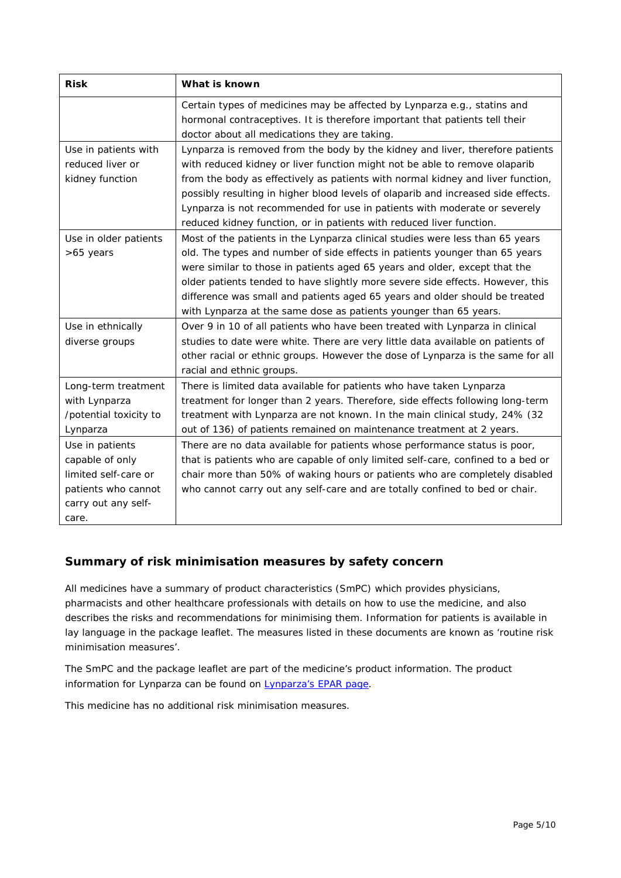| Risk | What is known |
|---|---|
| | Certain types of medicines may be affected by Lynparza e.g., statins and hormonal contraceptives. It is therefore important that patients tell their doctor about all medications they are taking. |
| Use in patients with reduced liver or kidney function | Lynparza is removed from the body by the kidney and liver, therefore patients with reduced kidney or liver function might not be able to remove olaparib from the body as effectively as patients with normal kidney and liver function, possibly resulting in higher blood levels of olaparib and increased side effects. Lynparza is not recommended for use in patients with moderate or severely reduced kidney function, or in patients with reduced liver function. |
| Use in older patients >65 years | Most of the patients in the Lynparza clinical studies were less than 65 years old. The types and number of side effects in patients younger than 65 years were similar to those in patients aged 65 years and older, except that the older patients tended to have slightly more severe side effects. However, this difference was small and patients aged 65 years and older should be treated with Lynparza at the same dose as patients younger than 65 years. |
| Use in ethnically diverse groups | Over 9 in 10 of all patients who have been treated with Lynparza in clinical studies to date were white. There are very little data available on patients of other racial or ethnic groups. However the dose of Lynparza is the same for all racial and ethnic groups. |
| Long-term treatment with Lynparza /potential toxicity to Lynparza | There is limited data available for patients who have taken Lynparza treatment for longer than 2 years. Therefore, side effects following long-term treatment with Lynparza are not known. In the main clinical study, 24% (32 out of 136) of patients remained on maintenance treatment at 2 years. |
| Use in patients capable of only limited self-care or patients who cannot carry out any self-care. | There are no data available for patients whose performance status is poor, that is patients who are capable of only limited self-care, confined to a bed or chair more than 50% of waking hours or patients who are completely disabled who cannot carry out any self-care and are totally confined to bed or chair. |

## Summary of risk minimisation measures by safety concern

All medicines have a summary of product characteristics (SmPC) which provides physicians, pharmacists and other healthcare professionals with details on how to use the medicine, and also describes the risks and recommendations for minimising them. Information for patients is available in lay language in the package leaflet. The measures listed in these documents are known as 'routine risk minimisation measures'.

The SmPC and the package leaflet are part of the medicine's product information. The product information for Lynparza can be found on Lynparza's EPAR page.

This medicine has no additional risk minimisation measures.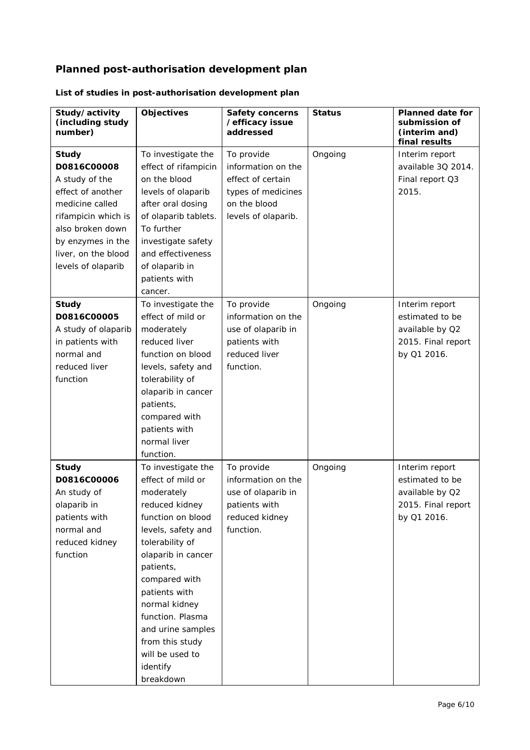## Planned post-authorisation development plan

### List of studies in post-authorisation development plan

| Study/activity (including study number) | Objectives | Safety concerns /efficacy issue addressed | Status | Planned date for submission of (interim and) final results |
|---|---|---|---|---|
| **Study D0816C00008** A study of the effect of another medicine called rifampicin which is also broken down by enzymes in the liver, on the blood levels of olaparib | To investigate the effect of rifampicin on the blood levels of olaparib after oral dosing of olaparib tablets. To further investigate safety and effectiveness of olaparib in patients with cancer. | To provide information on the effect of certain types of medicines on the blood levels of olaparib. | Ongoing | Interim report available 3Q 2014. Final report Q3 2015. |
| **Study D0816C00005** A study of olaparib in patients with normal and reduced liver function | To investigate the effect of mild or moderately reduced liver function on blood levels, safety and tolerability of olaparib in cancer patients, compared with patients with normal liver function. | To provide information on the use of olaparib in patients with reduced liver function. | Ongoing | Interim report estimated to be available by Q2 2015. Final report by Q1 2016. |
| **Study D0816C00006** An study of olaparib in patients with normal and reduced kidney function | To investigate the effect of mild or moderately reduced kidney function on blood levels, safety and tolerability of olaparib in cancer patients, compared with patients with normal kidney function. Plasma and urine samples from this study will be used to identify breakdown | To provide information on the use of olaparib in patients with reduced kidney function. | Ongoing | Interim report estimated to be available by Q2 2015. Final report by Q1 2016. |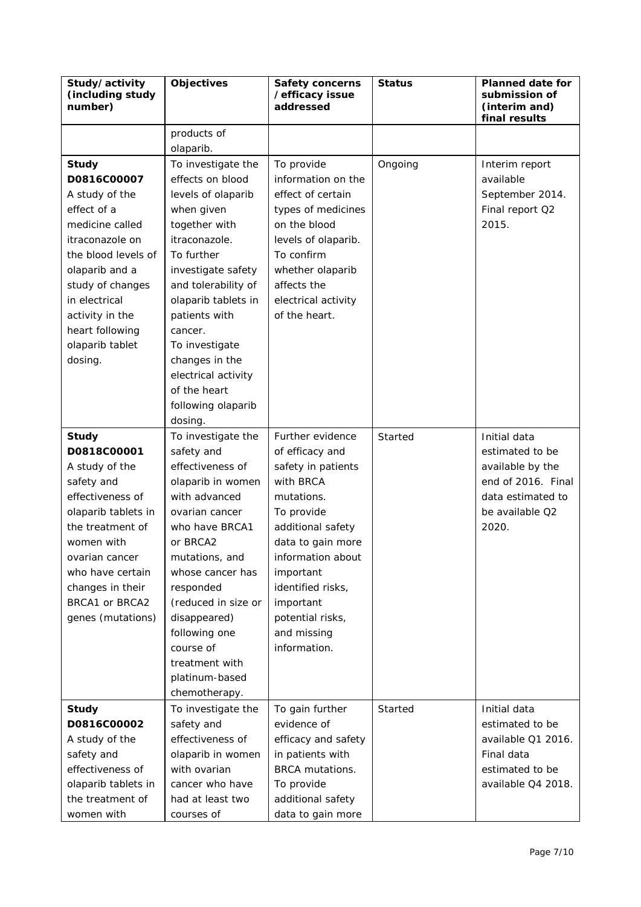| Study/activity (including study number) | Objectives | Safety concerns /efficacy issue addressed | Status | Planned date for submission of (interim and) final results |
|---|---|---|---|---|
| | products of olaparib. | | | |
| **Study D0816C00007** A study of the effect of a medicine called itraconazole on the blood levels of olaparib and a study of changes in electrical activity in the heart following olaparib tablet dosing. | To investigate the effects on blood levels of olaparib when given together with itraconazole. To further investigate safety and tolerability of olaparib tablets in patients with cancer. To investigate changes in the electrical activity of the heart following olaparib dosing. | To provide information on the effect of certain types of medicines on the blood levels of olaparib. To confirm whether olaparib affects the electrical activity of the heart. | Ongoing | Interim report available September 2014. Final report Q2 2015. |
| **Study D0818C00001** A study of the safety and effectiveness of olaparib tablets in the treatment of women with ovarian cancer who have certain changes in their BRCA1 or BRCA2 genes (mutations) | To investigate the safety and effectiveness of olaparib in women with advanced ovarian cancer who have BRCA1 or BRCA2 mutations, and whose cancer has responded (reduced in size or disappeared) following one course of treatment with platinum-based chemotherapy. | Further evidence of efficacy and safety in patients with BRCA mutations. To provide additional safety data to gain more information about important identified risks, important potential risks, and missing information. | Started | Initial data estimated to be available by the end of 2016. Final data estimated to be available Q2 2020. |
| **Study D0816C00002** A study of the safety and effectiveness of olaparib tablets in the treatment of women with | To investigate the safety and effectiveness of olaparib in women with ovarian cancer who have had at least two courses of | To gain further evidence of efficacy and safety in patients with BRCA mutations. To provide additional safety data to gain more | Started | Initial data estimated to be available Q1 2016. Final data estimated to be available Q4 2018. |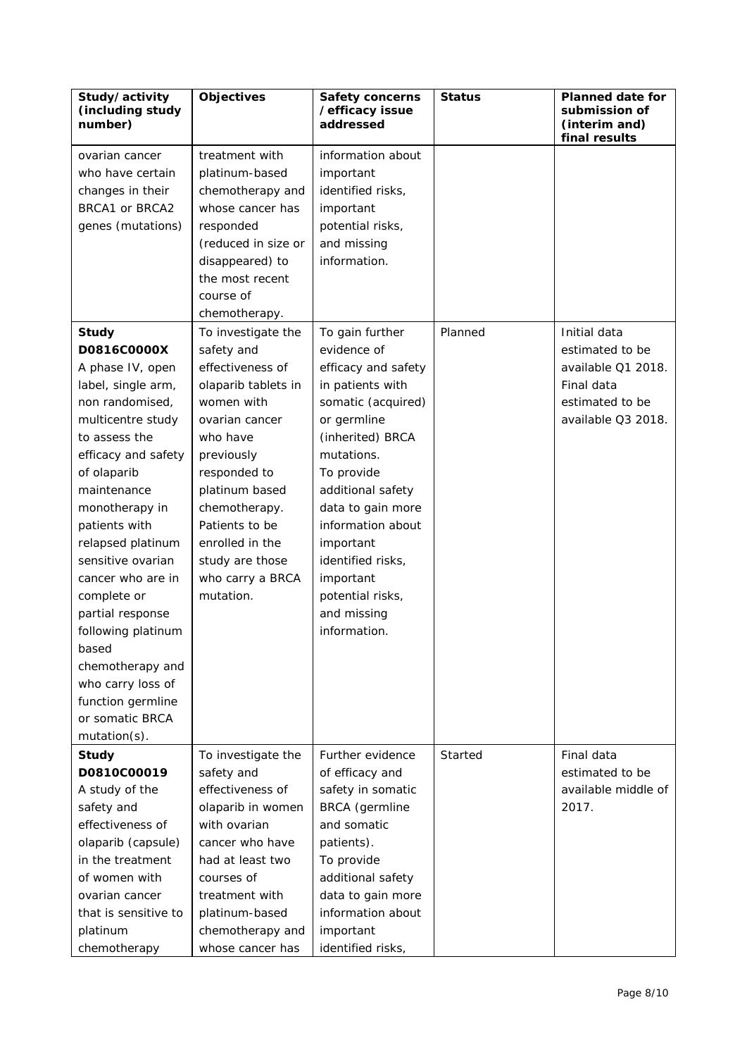| Study/activity (including study number) | Objectives | Safety concerns /efficacy issue addressed | Status | Planned date for submission of (interim and) final results |
|---|---|---|---|---|
| ovarian cancer who have certain changes in their BRCA1 or BRCA2 genes (mutations) | treatment with platinum-based chemotherapy and whose cancer has responded (reduced in size or disappeared) to the most recent course of chemotherapy. | information about important identified risks, important potential risks, and missing information. | | |
| **Study D0816C0000X** A phase IV, open label, single arm, non randomised, multicentre study to assess the efficacy and safety of olaparib maintenance monotherapy in patients with relapsed platinum sensitive ovarian cancer who are in complete or partial response following platinum based chemotherapy and who carry loss of function germline or somatic BRCA mutation(s). | To investigate the safety and effectiveness of olaparib tablets in women with ovarian cancer who have previously responded to platinum based chemotherapy. Patients to be enrolled in the study are those who carry a BRCA mutation. | To gain further evidence of efficacy and safety in patients with somatic (acquired) or germline (inherited) BRCA mutations. To provide additional safety data to gain more information about important identified risks, important potential risks, and missing information. | Planned | Initial data estimated to be available Q1 2018. Final data estimated to be available Q3 2018. |
| **Study D0810C00019** A study of the safety and effectiveness of olaparib (capsule) in the treatment of women with ovarian cancer that is sensitive to platinum chemotherapy | To investigate the safety and effectiveness of olaparib in women with ovarian cancer who have had at least two courses of treatment with platinum-based chemotherapy and whose cancer has | Further evidence of efficacy and safety in somatic BRCA (germline and somatic patients). To provide additional safety data to gain more information about important identified risks, | Started | Final data estimated to be available middle of 2017. |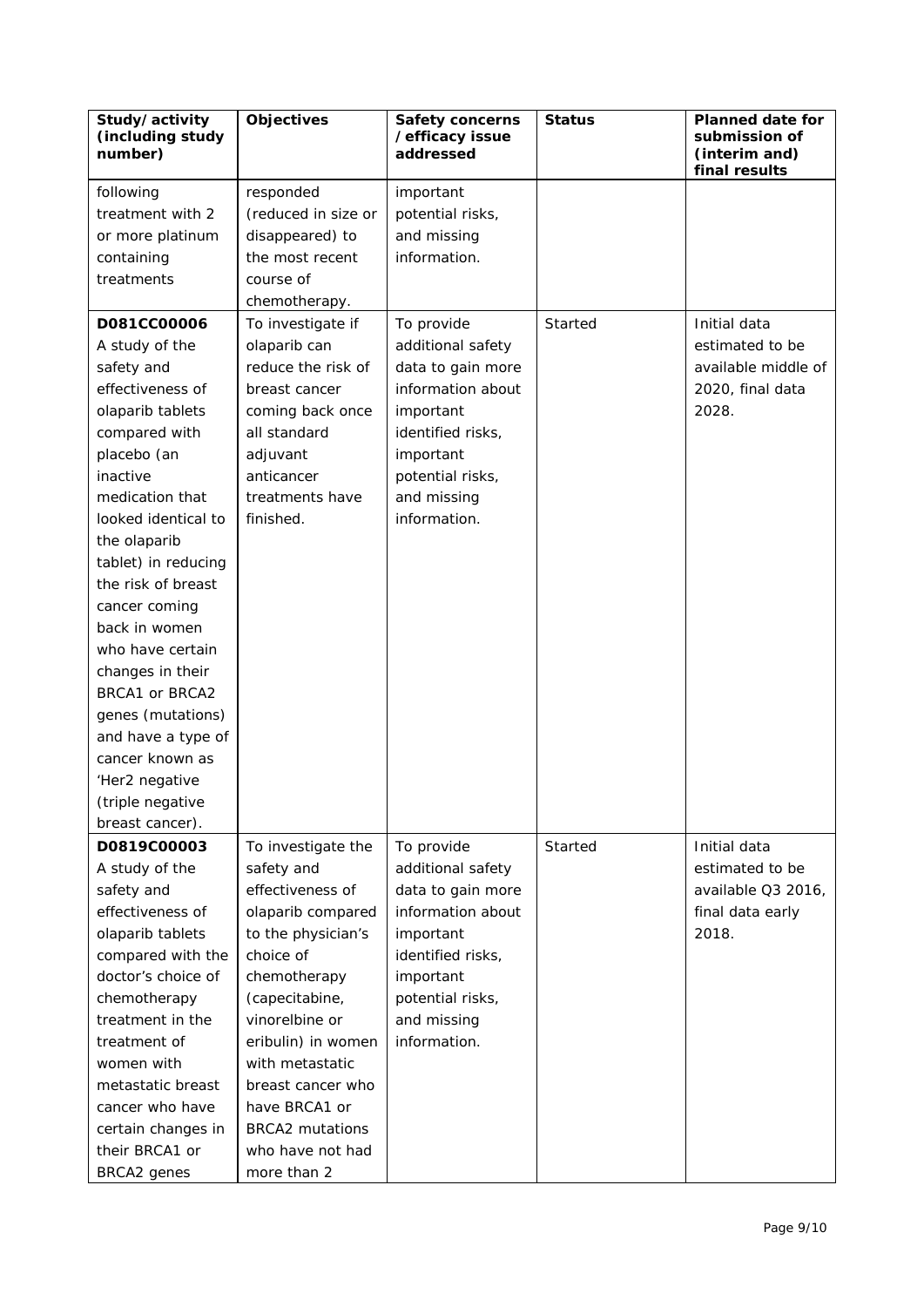| Study/activity (including study number) | Objectives | Safety concerns /efficacy issue addressed | Status | Planned date for submission of (interim and) final results |
|---|---|---|---|---|
| following treatment with 2 or more platinum containing treatments | responded (reduced in size or disappeared) to the most recent course of chemotherapy. | important potential risks, and missing information. | | |
| **D081CC00006** A study of the safety and effectiveness of olaparib tablets compared with placebo (an inactive medication that looked identical to the olaparib tablet) in reducing the risk of breast cancer coming back in women who have certain changes in their BRCA1 or BRCA2 genes (mutations) and have a type of cancer known as 'Her2 negative (triple negative breast cancer). | To investigate if olaparib can reduce the risk of breast cancer coming back once all standard adjuvant anticancer treatments have finished. | To provide additional safety data to gain more information about important identified risks, important potential risks, and missing information. | Started | Initial data estimated to be available middle of 2020, final data 2028. |
| **D0819C00003** A study of the safety and effectiveness of olaparib tablets compared with the doctor's choice of chemotherapy treatment in the treatment of women with metastatic breast cancer who have certain changes in their BRCA1 or BRCA2 genes | To investigate the safety and effectiveness of olaparib compared to the physician's choice of chemotherapy (capecitabine, vinorelbine or eribulin) in women with metastatic breast cancer who have BRCA1 or BRCA2 mutations who have not had more than 2 | To provide additional safety data to gain more information about important identified risks, important potential risks, and missing information. | Started | Initial data estimated to be available Q3 2016, final data early 2018. |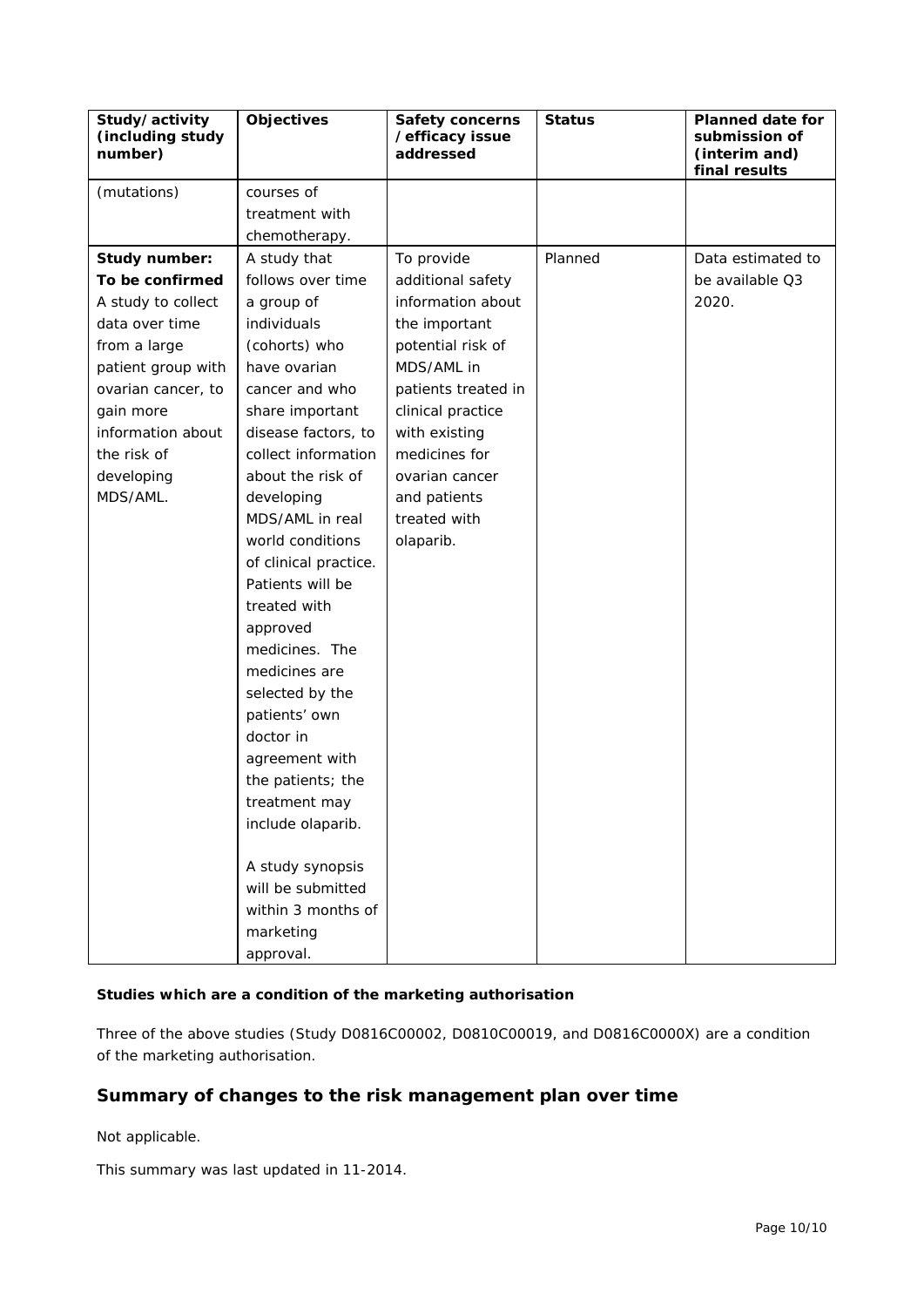| Study/activity (including study number) | Objectives | Safety concerns /efficacy issue addressed | Status | Planned date for submission of (interim and) final results |
|---|---|---|---|---|
| (mutations) | courses of treatment with chemotherapy. | | | |
| **Study number: To be confirmed** A study to collect data over time from a large patient group with ovarian cancer, to gain more information about the risk of developing MDS/AML. | A study that follows over time a group of individuals (cohorts) who have ovarian cancer and who share important disease factors, to collect information about the risk of developing MDS/AML in real world conditions of clinical practice. Patients will be treated with approved medicines. The medicines are selected by the patients' own doctor in agreement with the patients; the treatment may include olaparib. <br><br> A study synopsis will be submitted within 3 months of marketing approval. | To provide additional safety information about the important potential risk of MDS/AML in patients treated in clinical practice with existing medicines for ovarian cancer and patients treated with olaparib. | Planned | Data estimated to be available Q3 2020. |

**Studies which are a condition of the marketing authorisation**

Three of the above studies (Study D0816C00002, D0810C00019, and D0816C0000X) are a condition of the marketing authorisation.

## Summary of changes to the risk management plan over time

Not applicable.

This summary was last updated in 11-2014.